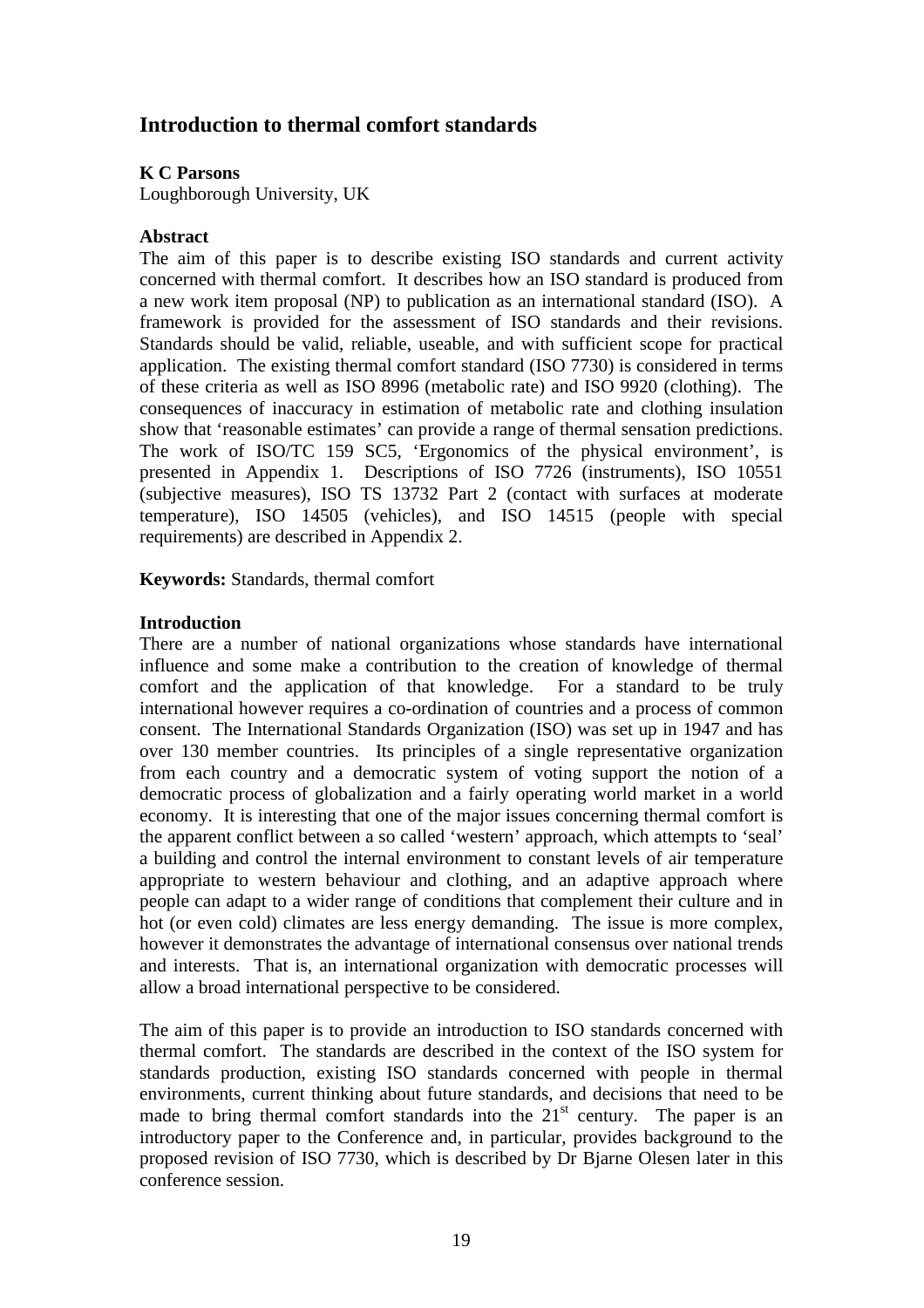# Introduction to thermal comfort standards

**K C Parsons**
Loughborough University, UK

**Abstract**
The aim of this paper is to describe existing ISO standards and current activity concerned with thermal comfort. It describes how an ISO standard is produced from a new work item proposal (NP) to publication as an international standard (ISO). A framework is provided for the assessment of ISO standards and their revisions. Standards should be valid, reliable, useable, and with sufficient scope for practical application. The existing thermal comfort standard (ISO 7730) is considered in terms of these criteria as well as ISO 8996 (metabolic rate) and ISO 9920 (clothing). The consequences of inaccuracy in estimation of metabolic rate and clothing insulation show that 'reasonable estimates' can provide a range of thermal sensation predictions. The work of ISO/TC 159 SC5, 'Ergonomics of the physical environment', is presented in Appendix 1. Descriptions of ISO 7726 (instruments), ISO 10551 (subjective measures), ISO TS 13732 Part 2 (contact with surfaces at moderate temperature), ISO 14505 (vehicles), and ISO 14515 (people with special requirements) are described in Appendix 2.

**Keywords:** Standards, thermal comfort

**Introduction**
There are a number of national organizations whose standards have international influence and some make a contribution to the creation of knowledge of thermal comfort and the application of that knowledge. For a standard to be truly international however requires a co-ordination of countries and a process of common consent. The International Standards Organization (ISO) was set up in 1947 and has over 130 member countries. Its principles of a single representative organization from each country and a democratic system of voting support the notion of a democratic process of globalization and a fairly operating world market in a world economy. It is interesting that one of the major issues concerning thermal comfort is the apparent conflict between a so called 'western' approach, which attempts to 'seal' a building and control the internal environment to constant levels of air temperature appropriate to western behaviour and clothing, and an adaptive approach where people can adapt to a wider range of conditions that complement their culture and in hot (or even cold) climates are less energy demanding. The issue is more complex, however it demonstrates the advantage of international consensus over national trends and interests. That is, an international organization with democratic processes will allow a broad international perspective to be considered.

The aim of this paper is to provide an introduction to ISO standards concerned with thermal comfort. The standards are described in the context of the ISO system for standards production, existing ISO standards concerned with people in thermal environments, current thinking about future standards, and decisions that need to be made to bring thermal comfort standards into the 21st century. The paper is an introductory paper to the Conference and, in particular, provides background to the proposed revision of ISO 7730, which is described by Dr Bjarne Olesen later in this conference session.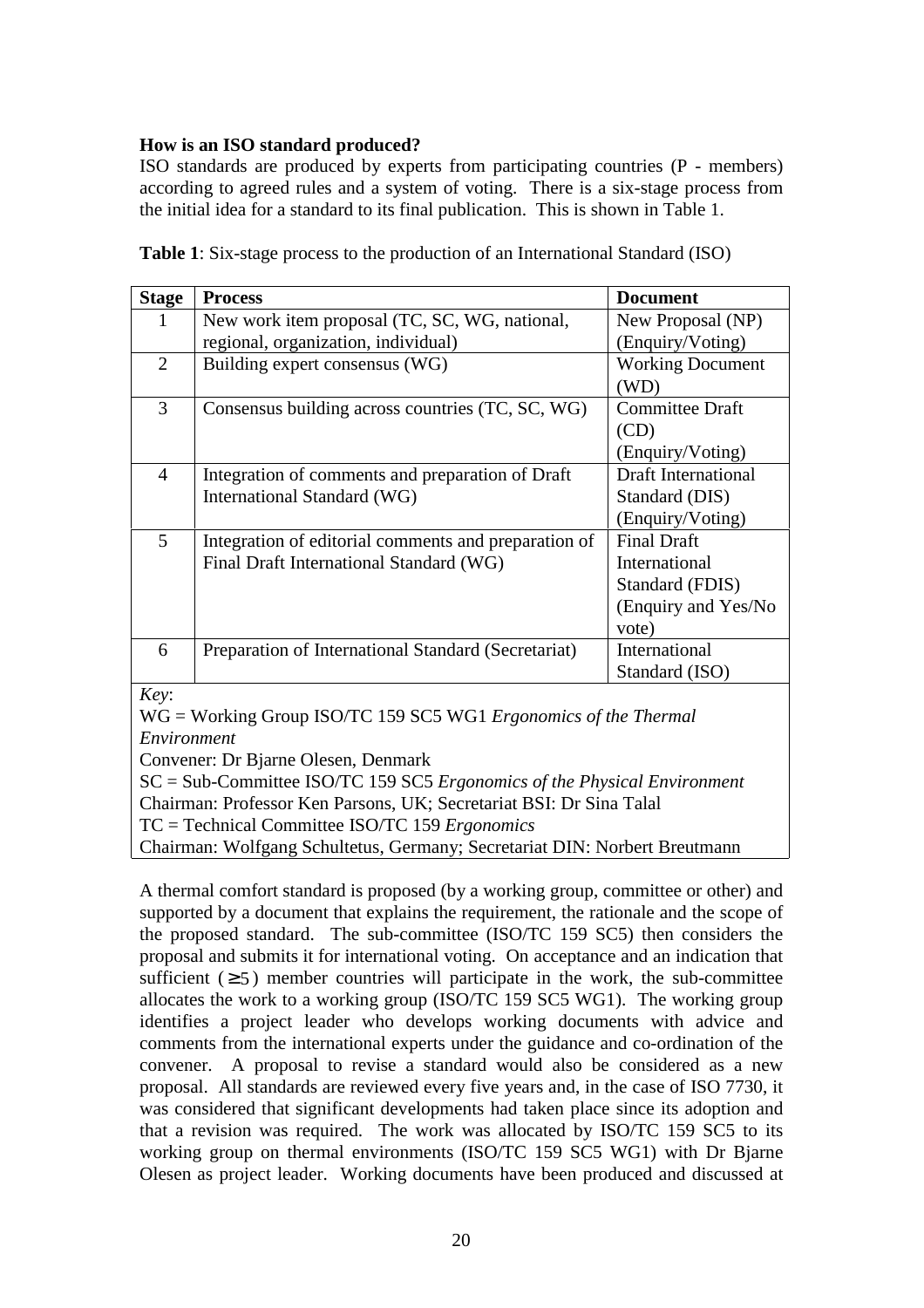**How is an ISO standard produced?**

ISO standards are produced by experts from participating countries (P - members) according to agreed rules and a system of voting. There is a six-stage process from the initial idea for a standard to its final publication. This is shown in Table 1.

**Table 1**: Six-stage process to the production of an International Standard (ISO)

| **Stage** | **Process** | **Document** |
|---|---|---|
| 1 | New work item proposal (TC, SC, WG, national, regional, organization, individual) | New Proposal (NP) (Enquiry/Voting) |
| 2 | Building expert consensus (WG) | Working Document (WD) |
| 3 | Consensus building across countries (TC, SC, WG) | Committee Draft (CD) (Enquiry/Voting) |
| 4 | Integration of comments and preparation of Draft International Standard (WG) | Draft International Standard (DIS) (Enquiry/Voting) |
| 5 | Integration of editorial comments and preparation of Final Draft International Standard (WG) | Final Draft International Standard (FDIS) (Enquiry and Yes/No vote) |
| 6 | Preparation of International Standard (Secretariat) | International Standard (ISO) |

*Key*:
WG = Working Group ISO/TC 159 SC5 WG1 *Ergonomics of the Thermal Environment*
Convener: Dr Bjarne Olesen, Denmark
SC = Sub-Committee ISO/TC 159 SC5 *Ergonomics of the Physical Environment*
Chairman: Professor Ken Parsons, UK; Secretariat BSI: Dr Sina Talal
TC = Technical Committee ISO/TC 159 *Ergonomics*
Chairman: Wolfgang Schultetus, Germany; Secretariat DIN: Norbert Breutmann

A thermal comfort standard is proposed (by a working group, committee or other) and supported by a document that explains the requirement, the rationale and the scope of the proposed standard. The sub-committee (ISO/TC 159 SC5) then considers the proposal and submits it for international voting. On acceptance and an indication that sufficient ($\geq 5$) member countries will participate in the work, the sub-committee allocates the work to a working group (ISO/TC 159 SC5 WG1). The working group identifies a project leader who develops working documents with advice and comments from the international experts under the guidance and co-ordination of the convener. A proposal to revise a standard would also be considered as a new proposal. All standards are reviewed every five years and, in the case of ISO 7730, it was considered that significant developments had taken place since its adoption and that a revision was required. The work was allocated by ISO/TC 159 SC5 to its working group on thermal environments (ISO/TC 159 SC5 WG1) with Dr Bjarne Olesen as project leader. Working documents have been produced and discussed at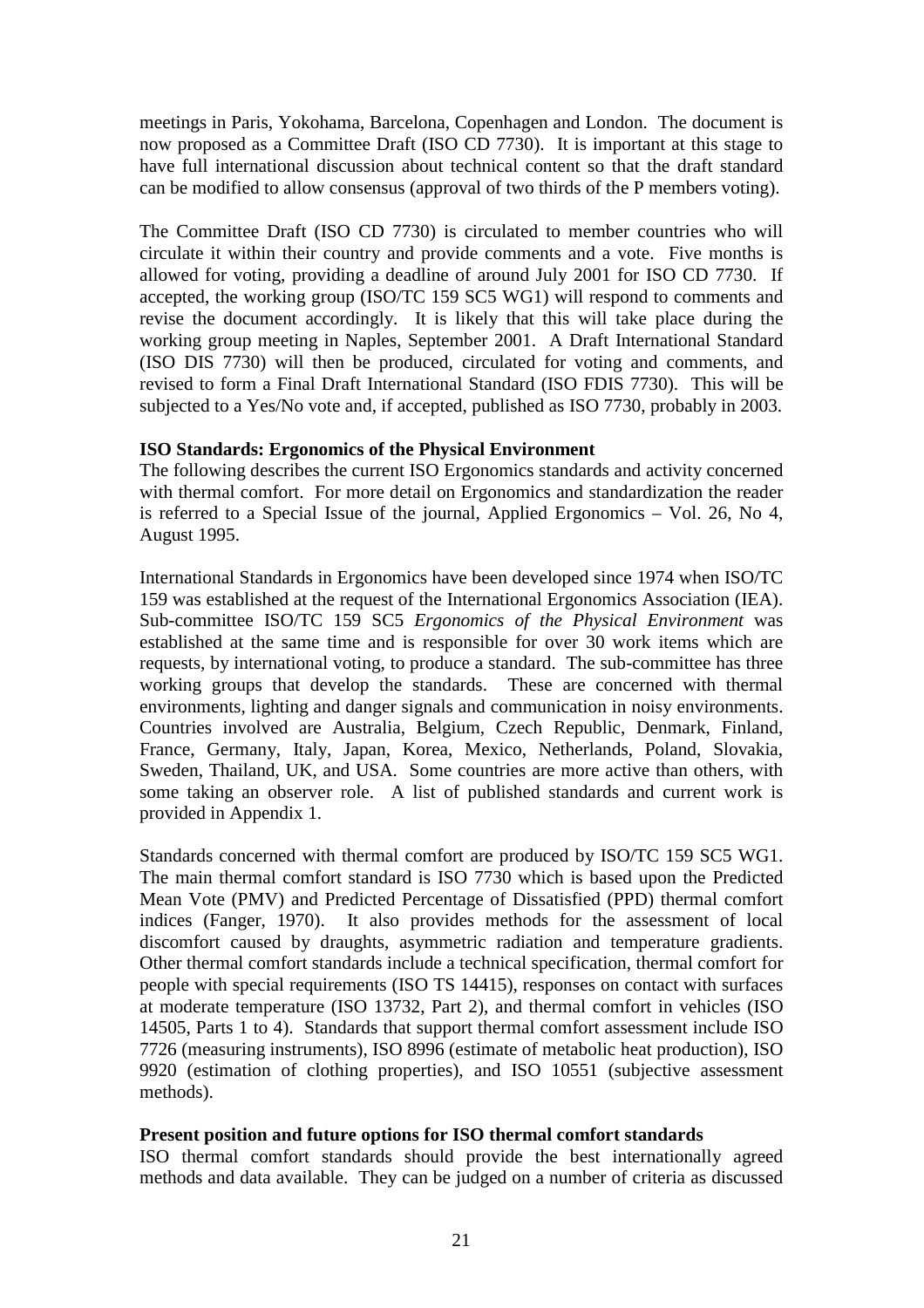meetings in Paris, Yokohama, Barcelona, Copenhagen and London. The document is now proposed as a Committee Draft (ISO CD 7730). It is important at this stage to have full international discussion about technical content so that the draft standard can be modified to allow consensus (approval of two thirds of the P members voting).

The Committee Draft (ISO CD 7730) is circulated to member countries who will circulate it within their country and provide comments and a vote. Five months is allowed for voting, providing a deadline of around July 2001 for ISO CD 7730. If accepted, the working group (ISO/TC 159 SC5 WG1) will respond to comments and revise the document accordingly. It is likely that this will take place during the working group meeting in Naples, September 2001. A Draft International Standard (ISO DIS 7730) will then be produced, circulated for voting and comments, and revised to form a Final Draft International Standard (ISO FDIS 7730). This will be subjected to a Yes/No vote and, if accepted, published as ISO 7730, probably in 2003.

**ISO Standards: Ergonomics of the Physical Environment**

The following describes the current ISO Ergonomics standards and activity concerned with thermal comfort. For more detail on Ergonomics and standardization the reader is referred to a Special Issue of the journal, Applied Ergonomics – Vol. 26, No 4, August 1995.

International Standards in Ergonomics have been developed since 1974 when ISO/TC 159 was established at the request of the International Ergonomics Association (IEA). Sub-committee ISO/TC 159 SC5 *Ergonomics of the Physical Environment* was established at the same time and is responsible for over 30 work items which are requests, by international voting, to produce a standard. The sub-committee has three working groups that develop the standards. These are concerned with thermal environments, lighting and danger signals and communication in noisy environments. Countries involved are Australia, Belgium, Czech Republic, Denmark, Finland, France, Germany, Italy, Japan, Korea, Mexico, Netherlands, Poland, Slovakia, Sweden, Thailand, UK, and USA. Some countries are more active than others, with some taking an observer role. A list of published standards and current work is provided in Appendix 1.

Standards concerned with thermal comfort are produced by ISO/TC 159 SC5 WG1. The main thermal comfort standard is ISO 7730 which is based upon the Predicted Mean Vote (PMV) and Predicted Percentage of Dissatisfied (PPD) thermal comfort indices (Fanger, 1970). It also provides methods for the assessment of local discomfort caused by draughts, asymmetric radiation and temperature gradients. Other thermal comfort standards include a technical specification, thermal comfort for people with special requirements (ISO TS 14415), responses on contact with surfaces at moderate temperature (ISO 13732, Part 2), and thermal comfort in vehicles (ISO 14505, Parts 1 to 4). Standards that support thermal comfort assessment include ISO 7726 (measuring instruments), ISO 8996 (estimate of metabolic heat production), ISO 9920 (estimation of clothing properties), and ISO 10551 (subjective assessment methods).

**Present position and future options for ISO thermal comfort standards**

ISO thermal comfort standards should provide the best internationally agreed methods and data available. They can be judged on a number of criteria as discussed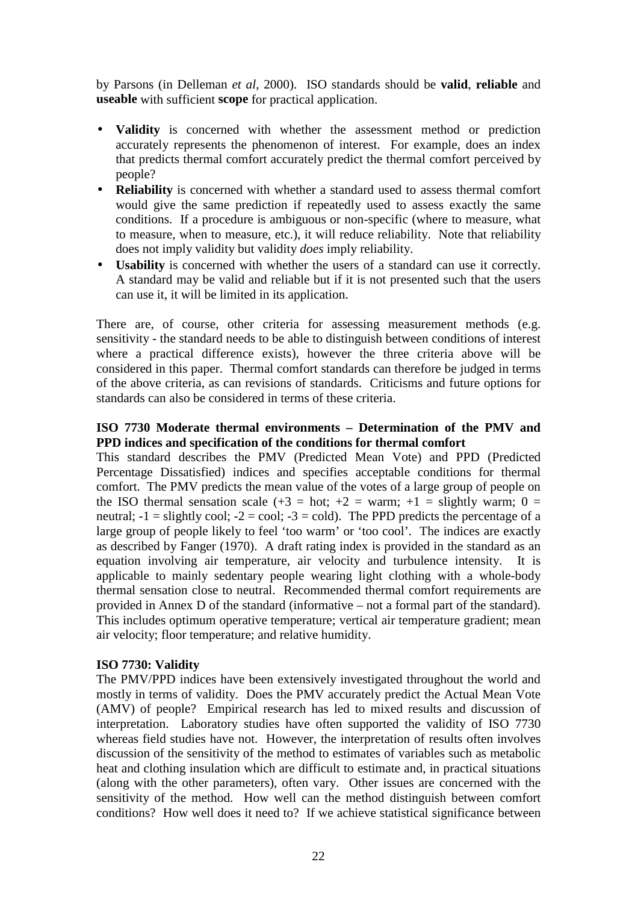by Parsons (in Delleman *et al*, 2000). ISO standards should be **valid**, **reliable** and **useable** with sufficient **scope** for practical application.

- **Validity** is concerned with whether the assessment method or prediction accurately represents the phenomenon of interest. For example, does an index that predicts thermal comfort accurately predict the thermal comfort perceived by people?
- **Reliability** is concerned with whether a standard used to assess thermal comfort would give the same prediction if repeatedly used to assess exactly the same conditions. If a procedure is ambiguous or non-specific (where to measure, what to measure, when to measure, etc.), it will reduce reliability. Note that reliability does not imply validity but validity *does* imply reliability.
- **Usability** is concerned with whether the users of a standard can use it correctly. A standard may be valid and reliable but if it is not presented such that the users can use it, it will be limited in its application.

There are, of course, other criteria for assessing measurement methods (e.g. sensitivity - the standard needs to be able to distinguish between conditions of interest where a practical difference exists), however the three criteria above will be considered in this paper. Thermal comfort standards can therefore be judged in terms of the above criteria, as can revisions of standards. Criticisms and future options for standards can also be considered in terms of these criteria.

**ISO 7730 Moderate thermal environments – Determination of the PMV and PPD indices and specification of the conditions for thermal comfort**

This standard describes the PMV (Predicted Mean Vote) and PPD (Predicted Percentage Dissatisfied) indices and specifies acceptable conditions for thermal comfort. The PMV predicts the mean value of the votes of a large group of people on the ISO thermal sensation scale (+3 = hot; +2 = warm; +1 = slightly warm; 0 = neutral; -1 = slightly cool; -2 = cool; -3 = cold). The PPD predicts the percentage of a large group of people likely to feel 'too warm' or 'too cool'. The indices are exactly as described by Fanger (1970). A draft rating index is provided in the standard as an equation involving air temperature, air velocity and turbulence intensity. It is applicable to mainly sedentary people wearing light clothing with a whole-body thermal sensation close to neutral. Recommended thermal comfort requirements are provided in Annex D of the standard (informative – not a formal part of the standard). This includes optimum operative temperature; vertical air temperature gradient; mean air velocity; floor temperature; and relative humidity.

**ISO 7730: Validity**

The PMV/PPD indices have been extensively investigated throughout the world and mostly in terms of validity. Does the PMV accurately predict the Actual Mean Vote (AMV) of people? Empirical research has led to mixed results and discussion of interpretation. Laboratory studies have often supported the validity of ISO 7730 whereas field studies have not. However, the interpretation of results often involves discussion of the sensitivity of the method to estimates of variables such as metabolic heat and clothing insulation which are difficult to estimate and, in practical situations (along with the other parameters), often vary. Other issues are concerned with the sensitivity of the method. How well can the method distinguish between comfort conditions? How well does it need to? If we achieve statistical significance between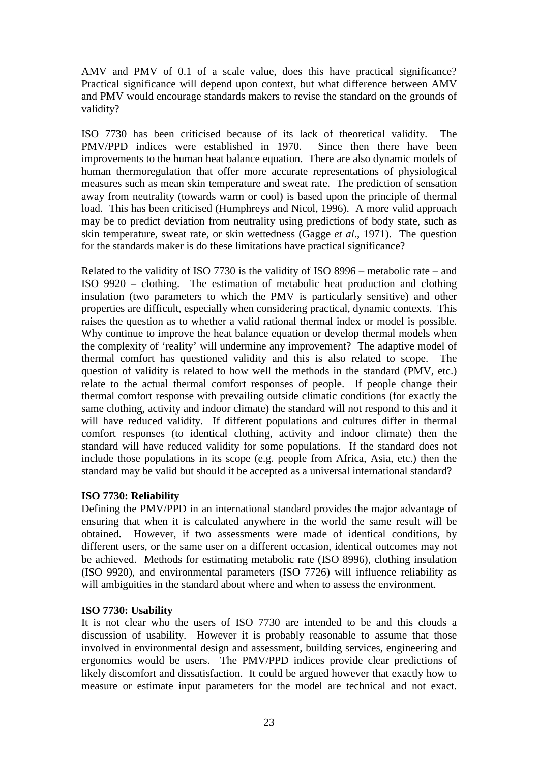AMV and PMV of 0.1 of a scale value, does this have practical significance? Practical significance will depend upon context, but what difference between AMV and PMV would encourage standards makers to revise the standard on the grounds of validity?

ISO 7730 has been criticised because of its lack of theoretical validity. The PMV/PPD indices were established in 1970. Since then there have been improvements to the human heat balance equation. There are also dynamic models of human thermoregulation that offer more accurate representations of physiological measures such as mean skin temperature and sweat rate. The prediction of sensation away from neutrality (towards warm or cool) is based upon the principle of thermal load. This has been criticised (Humphreys and Nicol, 1996). A more valid approach may be to predict deviation from neutrality using predictions of body state, such as skin temperature, sweat rate, or skin wettedness (Gagge *et al*., 1971). The question for the standards maker is do these limitations have practical significance?

Related to the validity of ISO 7730 is the validity of ISO 8996 – metabolic rate – and ISO 9920 – clothing. The estimation of metabolic heat production and clothing insulation (two parameters to which the PMV is particularly sensitive) and other properties are difficult, especially when considering practical, dynamic contexts. This raises the question as to whether a valid rational thermal index or model is possible. Why continue to improve the heat balance equation or develop thermal models when the complexity of 'reality' will undermine any improvement? The adaptive model of thermal comfort has questioned validity and this is also related to scope. The question of validity is related to how well the methods in the standard (PMV, etc.) relate to the actual thermal comfort responses of people. If people change their thermal comfort response with prevailing outside climatic conditions (for exactly the same clothing, activity and indoor climate) the standard will not respond to this and it will have reduced validity. If different populations and cultures differ in thermal comfort responses (to identical clothing, activity and indoor climate) then the standard will have reduced validity for some populations. If the standard does not include those populations in its scope (e.g. people from Africa, Asia, etc.) then the standard may be valid but should it be accepted as a universal international standard?

**ISO 7730: Reliability**

Defining the PMV/PPD in an international standard provides the major advantage of ensuring that when it is calculated anywhere in the world the same result will be obtained. However, if two assessments were made of identical conditions, by different users, or the same user on a different occasion, identical outcomes may not be achieved. Methods for estimating metabolic rate (ISO 8996), clothing insulation (ISO 9920), and environmental parameters (ISO 7726) will influence reliability as will ambiguities in the standard about where and when to assess the environment.

**ISO 7730: Usability**

It is not clear who the users of ISO 7730 are intended to be and this clouds a discussion of usability. However it is probably reasonable to assume that those involved in environmental design and assessment, building services, engineering and ergonomics would be users. The PMV/PPD indices provide clear predictions of likely discomfort and dissatisfaction. It could be argued however that exactly how to measure or estimate input parameters for the model are technical and not exact.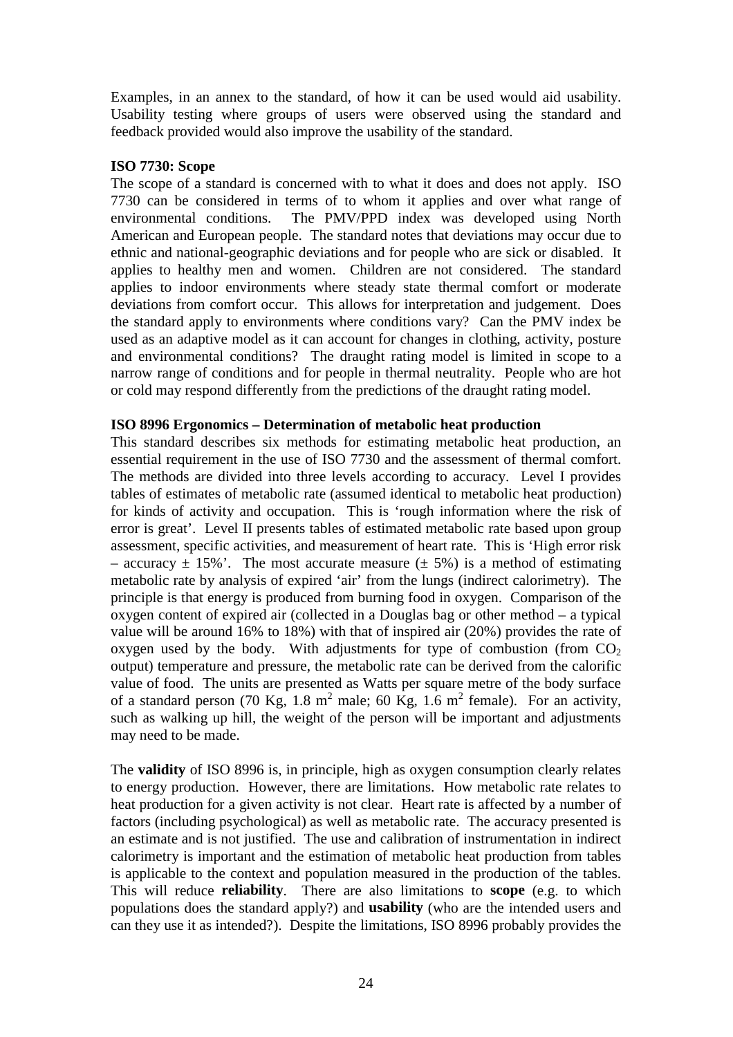Examples, in an annex to the standard, of how it can be used would aid usability. Usability testing where groups of users were observed using the standard and feedback provided would also improve the usability of the standard.

**ISO 7730: Scope**

The scope of a standard is concerned with to what it does and does not apply. ISO 7730 can be considered in terms of to whom it applies and over what range of environmental conditions. The PMV/PPD index was developed using North American and European people. The standard notes that deviations may occur due to ethnic and national-geographic deviations and for people who are sick or disabled. It applies to healthy men and women. Children are not considered. The standard applies to indoor environments where steady state thermal comfort or moderate deviations from comfort occur. This allows for interpretation and judgement. Does the standard apply to environments where conditions vary? Can the PMV index be used as an adaptive model as it can account for changes in clothing, activity, posture and environmental conditions? The draught rating model is limited in scope to a narrow range of conditions and for people in thermal neutrality. People who are hot or cold may respond differently from the predictions of the draught rating model.

**ISO 8996 Ergonomics – Determination of metabolic heat production**

This standard describes six methods for estimating metabolic heat production, an essential requirement in the use of ISO 7730 and the assessment of thermal comfort. The methods are divided into three levels according to accuracy. Level I provides tables of estimates of metabolic rate (assumed identical to metabolic heat production) for kinds of activity and occupation. This is 'rough information where the risk of error is great'. Level II presents tables of estimated metabolic rate based upon group assessment, specific activities, and measurement of heart rate. This is 'High error risk – accuracy ± 15%'. The most accurate measure (± 5%) is a method of estimating metabolic rate by analysis of expired 'air' from the lungs (indirect calorimetry). The principle is that energy is produced from burning food in oxygen. Comparison of the oxygen content of expired air (collected in a Douglas bag or other method – a typical value will be around 16% to 18%) with that of inspired air (20%) provides the rate of oxygen used by the body. With adjustments for type of combustion (from $CO_2$ output) temperature and pressure, the metabolic rate can be derived from the calorific value of food. The units are presented as Watts per square metre of the body surface of a standard person (70 Kg, 1.8 $m^2$ male; 60 Kg, 1.6 $m^2$ female). For an activity, such as walking up hill, the weight of the person will be important and adjustments may need to be made.

The **validity** of ISO 8996 is, in principle, high as oxygen consumption clearly relates to energy production. However, there are limitations. How metabolic rate relates to heat production for a given activity is not clear. Heart rate is affected by a number of factors (including psychological) as well as metabolic rate. The accuracy presented is an estimate and is not justified. The use and calibration of instrumentation in indirect calorimetry is important and the estimation of metabolic heat production from tables is applicable to the context and population measured in the production of the tables. This will reduce **reliability**. There are also limitations to **scope** (e.g. to which populations does the standard apply?) and **usability** (who are the intended users and can they use it as intended?). Despite the limitations, ISO 8996 probably provides the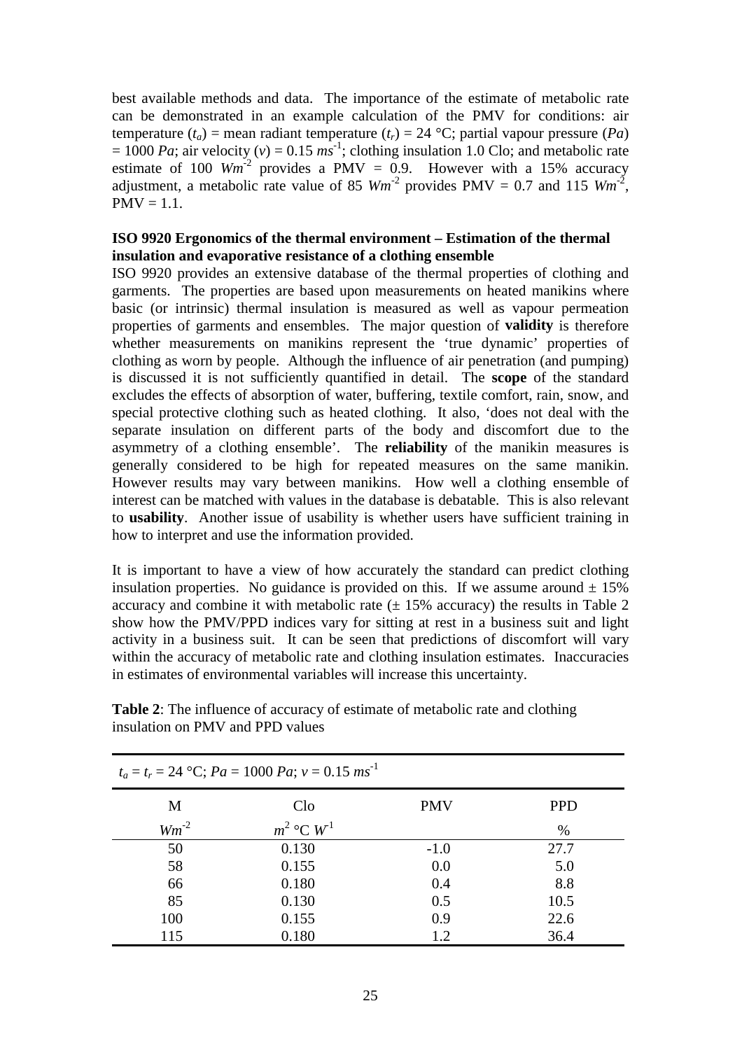best available methods and data. The importance of the estimate of metabolic rate can be demonstrated in an example calculation of the PMV for conditions: air temperature ($t_a$) = mean radiant temperature ($t_r$) = 24 °C; partial vapour pressure ($Pa$) = 1000 $Pa$; air velocity ($v$) = 0.15 $ms^{-1}$; clothing insulation 1.0 Clo; and metabolic rate estimate of 100 $Wm^{-2}$ provides a PMV = 0.9. However with a 15% accuracy adjustment, a metabolic rate value of 85 $Wm^{-2}$ provides PMV = 0.7 and 115 $Wm^{-2}$, PMV = 1.1.

**ISO 9920 Ergonomics of the thermal environment – Estimation of the thermal insulation and evaporative resistance of a clothing ensemble**

ISO 9920 provides an extensive database of the thermal properties of clothing and garments. The properties are based upon measurements on heated manikins where basic (or intrinsic) thermal insulation is measured as well as vapour permeation properties of garments and ensembles. The major question of **validity** is therefore whether measurements on manikins represent the 'true dynamic' properties of clothing as worn by people. Although the influence of air penetration (and pumping) is discussed it is not sufficiently quantified in detail. The **scope** of the standard excludes the effects of absorption of water, buffering, textile comfort, rain, snow, and special protective clothing such as heated clothing. It also, 'does not deal with the separate insulation on different parts of the body and discomfort due to the asymmetry of a clothing ensemble'. The **reliability** of the manikin measures is generally considered to be high for repeated measures on the same manikin. However results may vary between manikins. How well a clothing ensemble of interest can be matched with values in the database is debatable. This is also relevant to **usability**. Another issue of usability is whether users have sufficient training in how to interpret and use the information provided.

It is important to have a view of how accurately the standard can predict clothing insulation properties. No guidance is provided on this. If we assume around ± 15% accuracy and combine it with metabolic rate (± 15% accuracy) the results in Table 2 show how the PMV/PPD indices vary for sitting at rest in a business suit and light activity in a business suit. It can be seen that predictions of discomfort will vary within the accuracy of metabolic rate and clothing insulation estimates. Inaccuracies in estimates of environmental variables will increase this uncertainty.

**Table 2**: The influence of accuracy of estimate of metabolic rate and clothing insulation on PMV and PPD values

| $t_a = t_r = 24$ °C; $Pa = 1000$ $Pa$; $v = 0.15$ $ms^{-1}$ | | | |
|---|---|---|---|
| M | Clo | PMV | PPD |
| $Wm^{-2}$ | $m^2$ °C $W^{-1}$ | | % |
| 50 | 0.130 | -1.0 | 27.7 |
| 58 | 0.155 | 0.0 | 5.0 |
| 66 | 0.180 | 0.4 | 8.8 |
| 85 | 0.130 | 0.5 | 10.5 |
| 100 | 0.155 | 0.9 | 22.6 |
| 115 | 0.180 | 1.2 | 36.4 |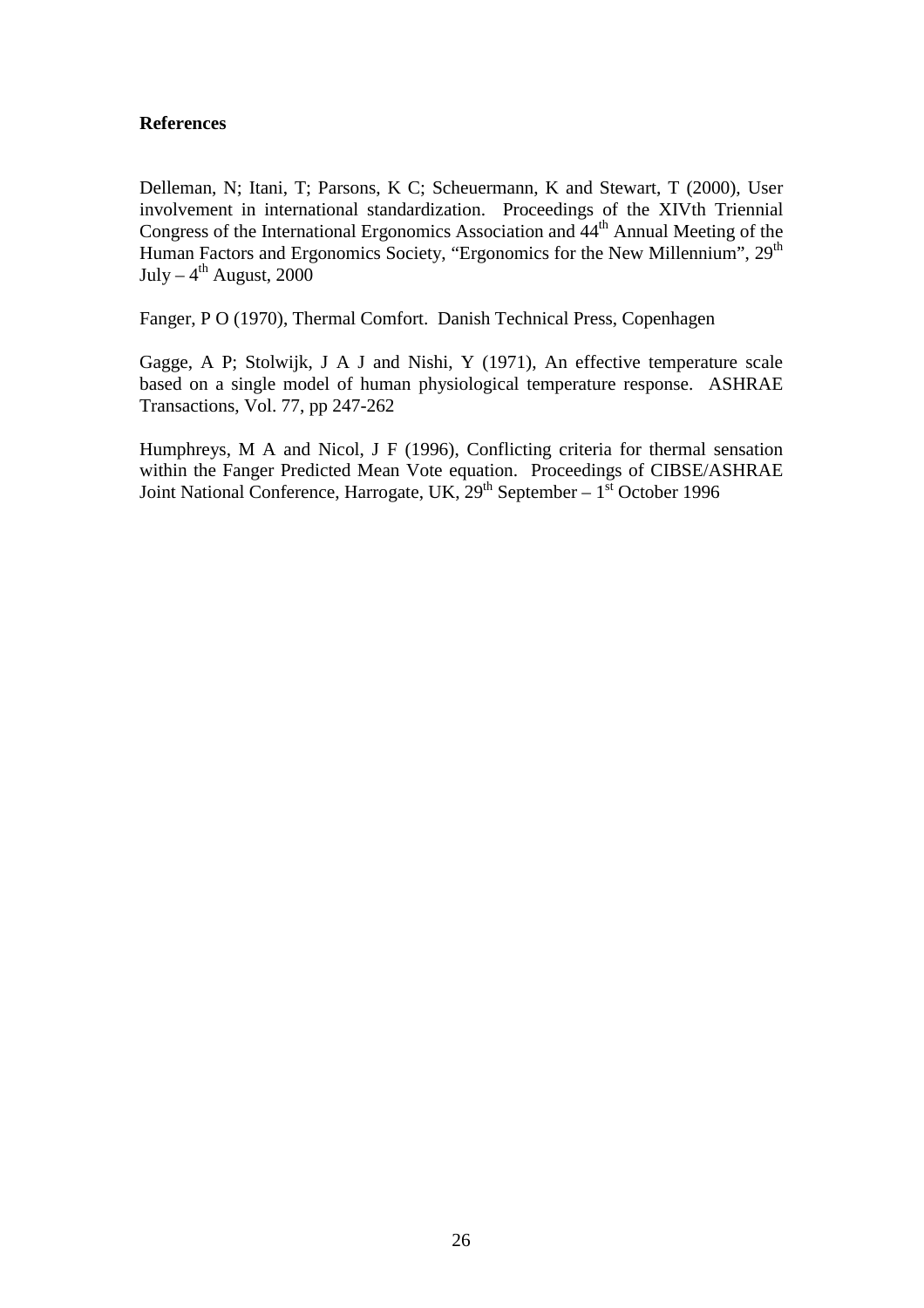**References**

Delleman, N; Itani, T; Parsons, K C; Scheuermann, K and Stewart, T (2000), User involvement in international standardization. Proceedings of the XIVth Triennial Congress of the International Ergonomics Association and 44th Annual Meeting of the Human Factors and Ergonomics Society, "Ergonomics for the New Millennium", 29th July – 4th August, 2000

Fanger, P O (1970), Thermal Comfort. Danish Technical Press, Copenhagen

Gagge, A P; Stolwijk, J A J and Nishi, Y (1971), An effective temperature scale based on a single model of human physiological temperature response. ASHRAE Transactions, Vol. 77, pp 247-262

Humphreys, M A and Nicol, J F (1996), Conflicting criteria for thermal sensation within the Fanger Predicted Mean Vote equation. Proceedings of CIBSE/ASHRAE Joint National Conference, Harrogate, UK, 29th September – 1st October 1996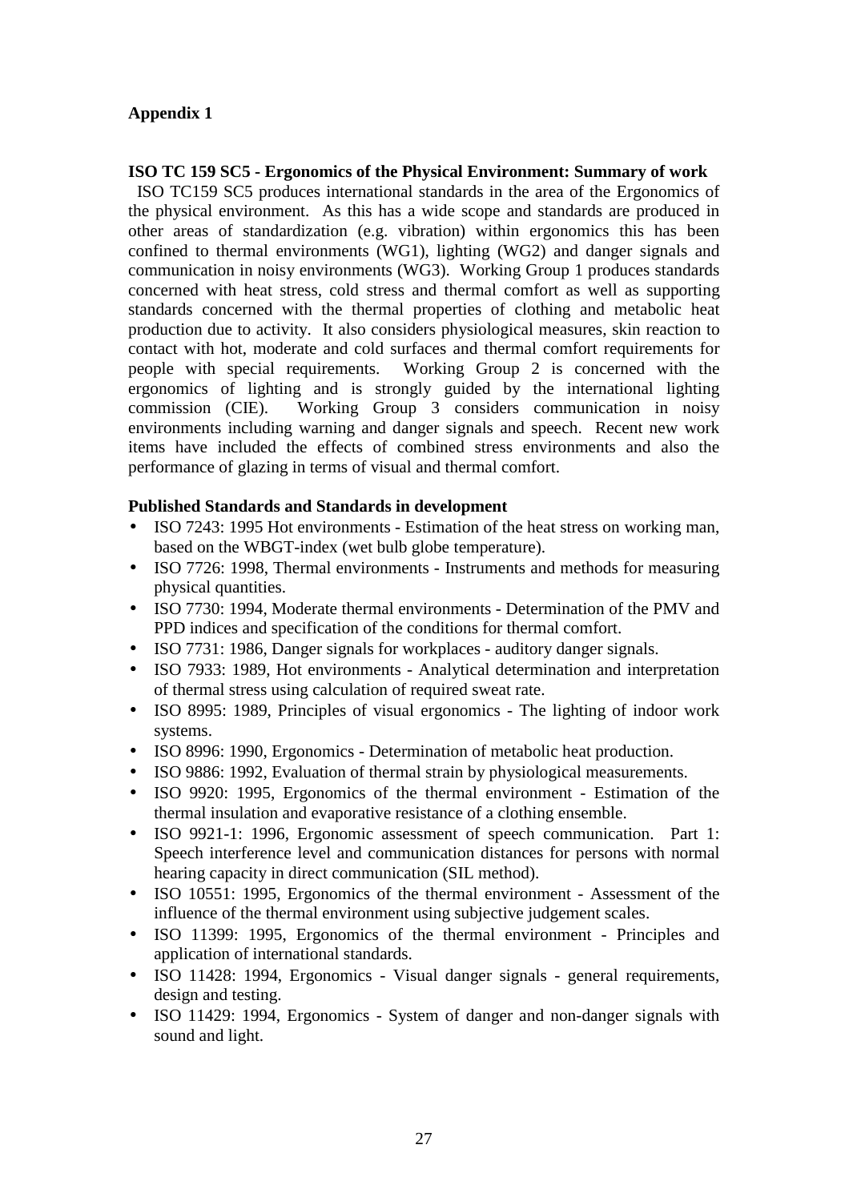**Appendix 1**

**ISO TC 159 SC5 - Ergonomics of the Physical Environment: Summary of work**

ISO TC159 SC5 produces international standards in the area of the Ergonomics of the physical environment. As this has a wide scope and standards are produced in other areas of standardization (e.g. vibration) within ergonomics this has been confined to thermal environments (WG1), lighting (WG2) and danger signals and communication in noisy environments (WG3). Working Group 1 produces standards concerned with heat stress, cold stress and thermal comfort as well as supporting standards concerned with the thermal properties of clothing and metabolic heat production due to activity. It also considers physiological measures, skin reaction to contact with hot, moderate and cold surfaces and thermal comfort requirements for people with special requirements. Working Group 2 is concerned with the ergonomics of lighting and is strongly guided by the international lighting commission (CIE). Working Group 3 considers communication in noisy environments including warning and danger signals and speech. Recent new work items have included the effects of combined stress environments and also the performance of glazing in terms of visual and thermal comfort.

**Published Standards and Standards in development**

- ISO 7243: 1995 Hot environments - Estimation of the heat stress on working man, based on the WBGT-index (wet bulb globe temperature).
- ISO 7726: 1998, Thermal environments - Instruments and methods for measuring physical quantities.
- ISO 7730: 1994, Moderate thermal environments - Determination of the PMV and PPD indices and specification of the conditions for thermal comfort.
- ISO 7731: 1986, Danger signals for workplaces - auditory danger signals.
- ISO 7933: 1989, Hot environments - Analytical determination and interpretation of thermal stress using calculation of required sweat rate.
- ISO 8995: 1989, Principles of visual ergonomics - The lighting of indoor work systems.
- ISO 8996: 1990, Ergonomics - Determination of metabolic heat production.
- ISO 9886: 1992, Evaluation of thermal strain by physiological measurements.
- ISO 9920: 1995, Ergonomics of the thermal environment - Estimation of the thermal insulation and evaporative resistance of a clothing ensemble.
- ISO 9921-1: 1996, Ergonomic assessment of speech communication. Part 1: Speech interference level and communication distances for persons with normal hearing capacity in direct communication (SIL method).
- ISO 10551: 1995, Ergonomics of the thermal environment - Assessment of the influence of the thermal environment using subjective judgement scales.
- ISO 11399: 1995, Ergonomics of the thermal environment - Principles and application of international standards.
- ISO 11428: 1994, Ergonomics - Visual danger signals - general requirements, design and testing.
- ISO 11429: 1994, Ergonomics - System of danger and non-danger signals with sound and light.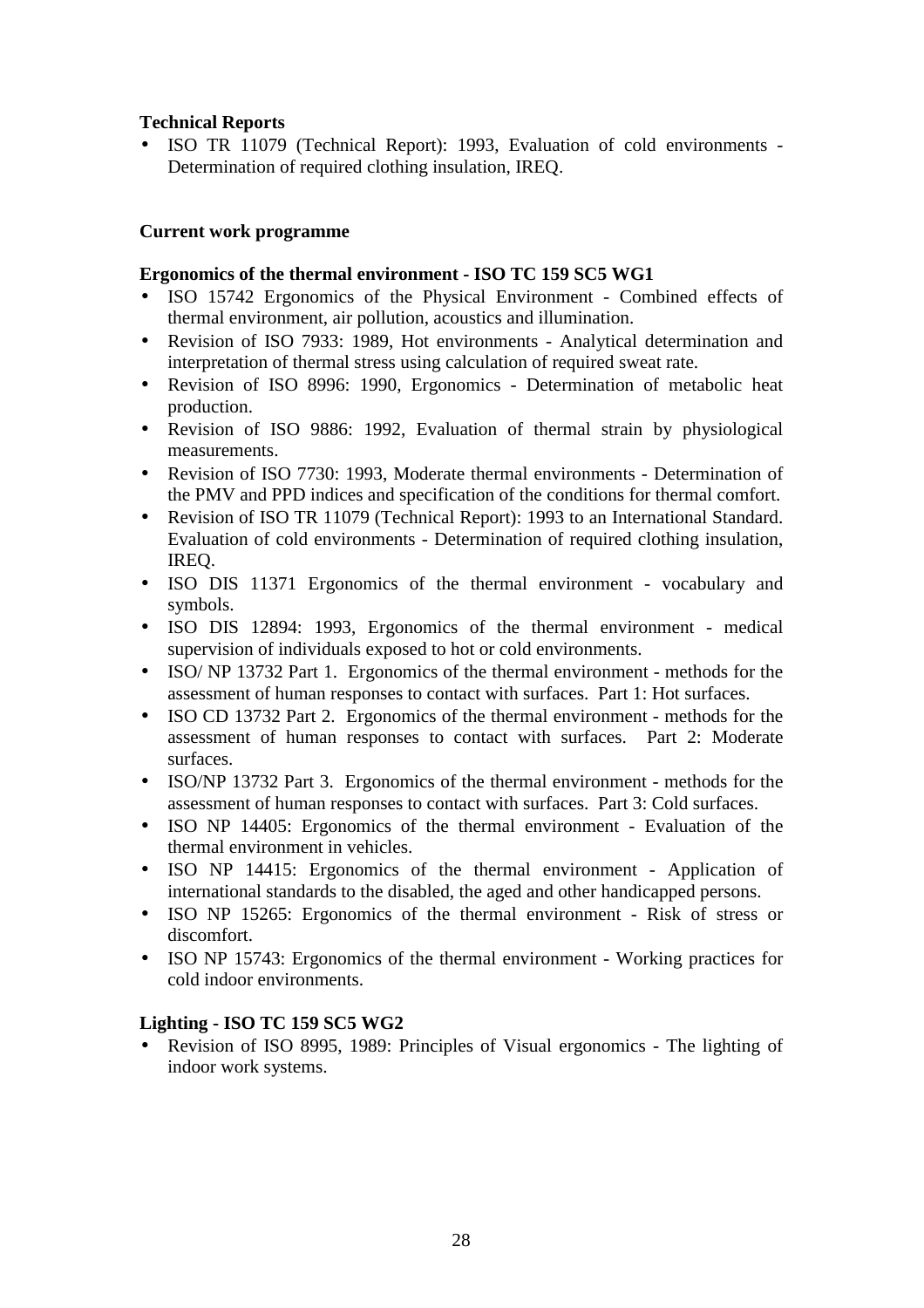**Technical Reports**

- ISO TR 11079 (Technical Report): 1993, Evaluation of cold environments - Determination of required clothing insulation, IREQ.

**Current work programme**

**Ergonomics of the thermal environment - ISO TC 159 SC5 WG1**

- ISO 15742 Ergonomics of the Physical Environment - Combined effects of thermal environment, air pollution, acoustics and illumination.
- Revision of ISO 7933: 1989, Hot environments - Analytical determination and interpretation of thermal stress using calculation of required sweat rate.
- Revision of ISO 8996: 1990, Ergonomics - Determination of metabolic heat production.
- Revision of ISO 9886: 1992, Evaluation of thermal strain by physiological measurements.
- Revision of ISO 7730: 1993, Moderate thermal environments - Determination of the PMV and PPD indices and specification of the conditions for thermal comfort.
- Revision of ISO TR 11079 (Technical Report): 1993 to an International Standard. Evaluation of cold environments - Determination of required clothing insulation, IREQ.
- ISO DIS 11371 Ergonomics of the thermal environment - vocabulary and symbols.
- ISO DIS 12894: 1993, Ergonomics of the thermal environment - medical supervision of individuals exposed to hot or cold environments.
- ISO/ NP 13732 Part 1. Ergonomics of the thermal environment - methods for the assessment of human responses to contact with surfaces. Part 1: Hot surfaces.
- ISO CD 13732 Part 2. Ergonomics of the thermal environment - methods for the assessment of human responses to contact with surfaces. Part 2: Moderate surfaces.
- ISO/NP 13732 Part 3. Ergonomics of the thermal environment - methods for the assessment of human responses to contact with surfaces. Part 3: Cold surfaces.
- ISO NP 14405: Ergonomics of the thermal environment - Evaluation of the thermal environment in vehicles.
- ISO NP 14415: Ergonomics of the thermal environment - Application of international standards to the disabled, the aged and other handicapped persons.
- ISO NP 15265: Ergonomics of the thermal environment - Risk of stress or discomfort.
- ISO NP 15743: Ergonomics of the thermal environment - Working practices for cold indoor environments.

**Lighting - ISO TC 159 SC5 WG2**

- Revision of ISO 8995, 1989: Principles of Visual ergonomics - The lighting of indoor work systems.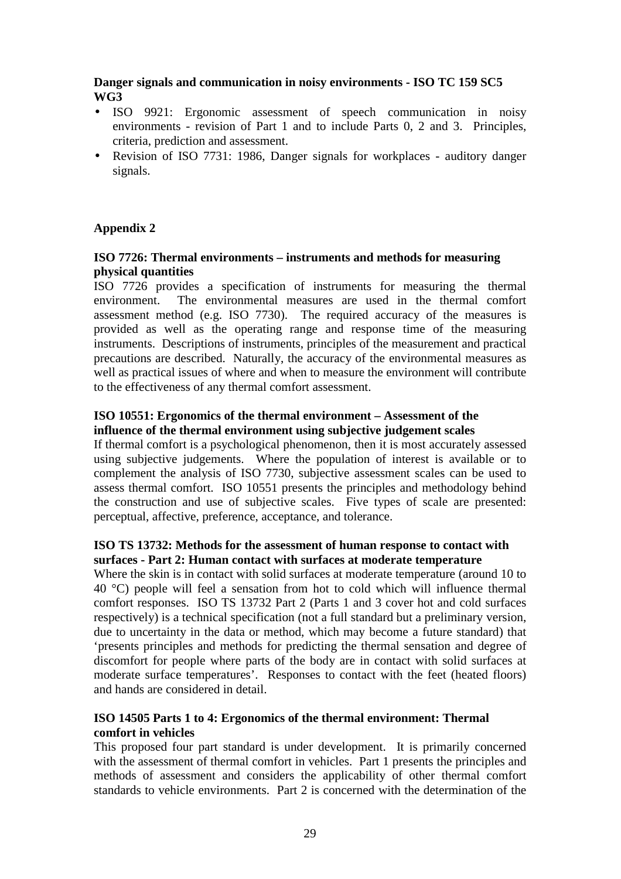**Danger signals and communication in noisy environments - ISO TC 159 SC5 WG3**

- ISO 9921: Ergonomic assessment of speech communication in noisy environments - revision of Part 1 and to include Parts 0, 2 and 3. Principles, criteria, prediction and assessment.
- Revision of ISO 7731: 1986, Danger signals for workplaces - auditory danger signals.

## Appendix 2

**ISO 7726: Thermal environments – instruments and methods for measuring physical quantities**

ISO 7726 provides a specification of instruments for measuring the thermal environment. The environmental measures are used in the thermal comfort assessment method (e.g. ISO 7730). The required accuracy of the measures is provided as well as the operating range and response time of the measuring instruments. Descriptions of instruments, principles of the measurement and practical precautions are described. Naturally, the accuracy of the environmental measures as well as practical issues of where and when to measure the environment will contribute to the effectiveness of any thermal comfort assessment.

**ISO 10551: Ergonomics of the thermal environment – Assessment of the influence of the thermal environment using subjective judgement scales**

If thermal comfort is a psychological phenomenon, then it is most accurately assessed using subjective judgements. Where the population of interest is available or to complement the analysis of ISO 7730, subjective assessment scales can be used to assess thermal comfort. ISO 10551 presents the principles and methodology behind the construction and use of subjective scales. Five types of scale are presented: perceptual, affective, preference, acceptance, and tolerance.

**ISO TS 13732: Methods for the assessment of human response to contact with surfaces - Part 2: Human contact with surfaces at moderate temperature**

Where the skin is in contact with solid surfaces at moderate temperature (around 10 to 40 °C) people will feel a sensation from hot to cold which will influence thermal comfort responses. ISO TS 13732 Part 2 (Parts 1 and 3 cover hot and cold surfaces respectively) is a technical specification (not a full standard but a preliminary version, due to uncertainty in the data or method, which may become a future standard) that 'presents principles and methods for predicting the thermal sensation and degree of discomfort for people where parts of the body are in contact with solid surfaces at moderate surface temperatures'. Responses to contact with the feet (heated floors) and hands are considered in detail.

**ISO 14505 Parts 1 to 4: Ergonomics of the thermal environment: Thermal comfort in vehicles**

This proposed four part standard is under development. It is primarily concerned with the assessment of thermal comfort in vehicles. Part 1 presents the principles and methods of assessment and considers the applicability of other thermal comfort standards to vehicle environments. Part 2 is concerned with the determination of the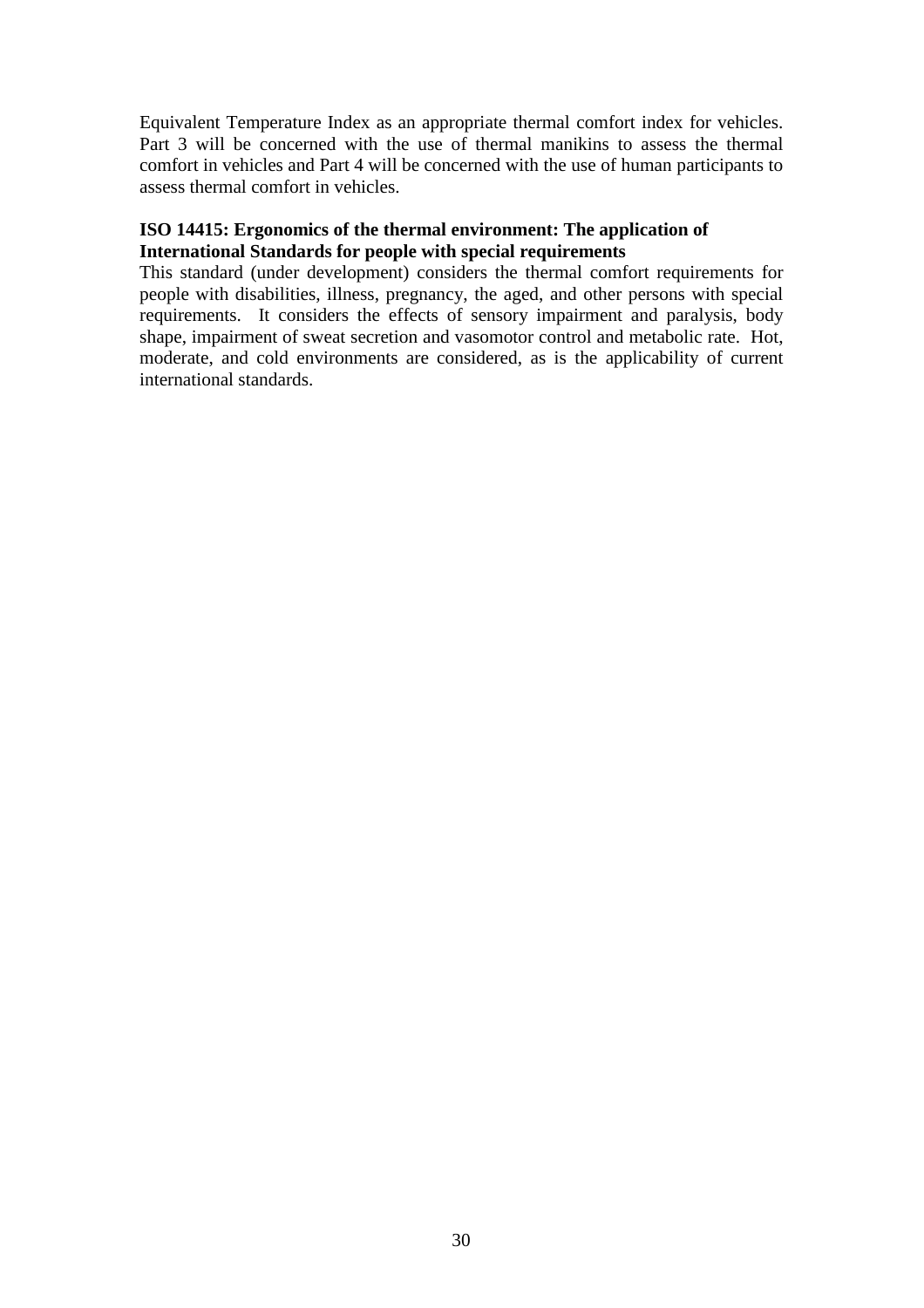Equivalent Temperature Index as an appropriate thermal comfort index for vehicles. Part 3 will be concerned with the use of thermal manikins to assess the thermal comfort in vehicles and Part 4 will be concerned with the use of human participants to assess thermal comfort in vehicles.

**ISO 14415: Ergonomics of the thermal environment: The application of International Standards for people with special requirements**

This standard (under development) considers the thermal comfort requirements for people with disabilities, illness, pregnancy, the aged, and other persons with special requirements. It considers the effects of sensory impairment and paralysis, body shape, impairment of sweat secretion and vasomotor control and metabolic rate. Hot, moderate, and cold environments are considered, as is the applicability of current international standards.